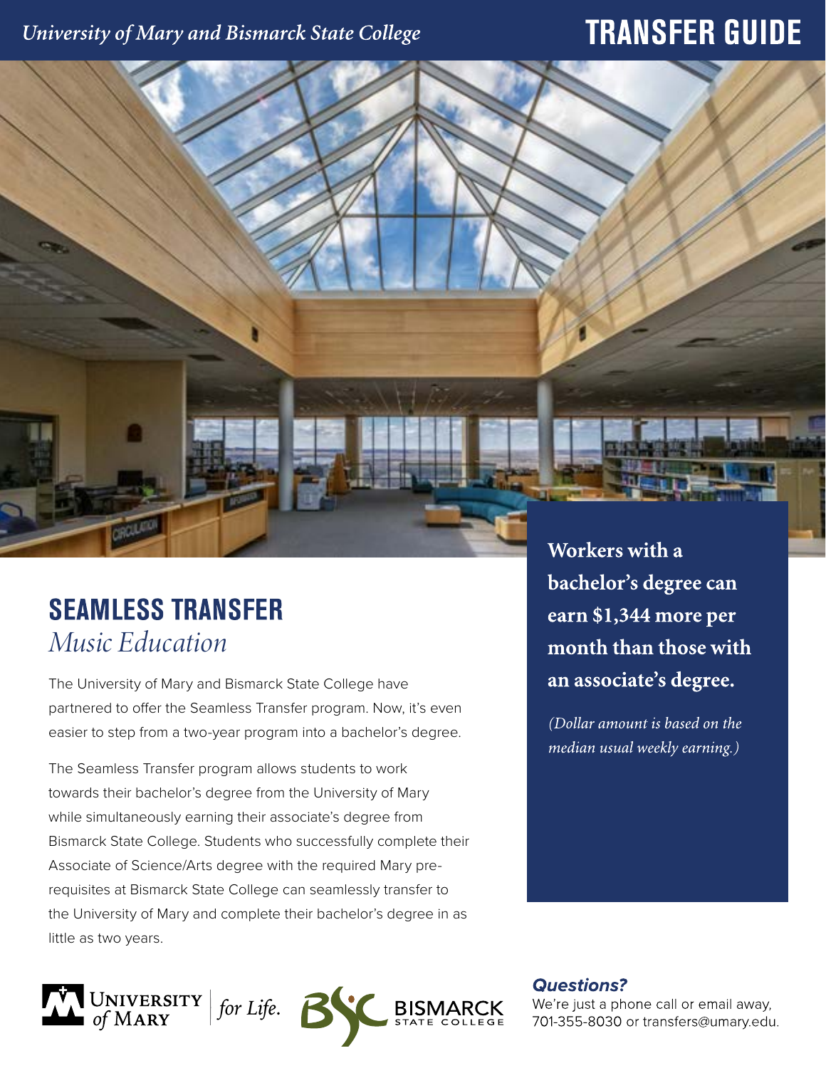*University of Mary and Bismarck State College*

# TRANSFER GUIDE

## SEAMLESS TRANSFER

*Music Education*

The University of Mary and Bismarck State College have partnered to offer the Seamless Transfer program. Now, it's even easier to step from a two-year program into a bachelor's degree.

The Seamless Transfer program allows students to work towards their bachelor's degree from the University of Mary while simultaneously earning their associate's degree from Bismarck State College. Students who successfully complete their Associate of Science/Arts degree with the required Mary pre-requisites at Bismarck State College can seamlessly transfer to the University of Mary and complete their bachelor's degree in as little as two years.

**Workers with a bachelor's degree can earn $1,344 more per month than those with an associate's degree.**

*(Dollar amount is based on the median usual weekly earning.)*

***Questions?***

We're just a phone call or email away, 701-355-8030 or transfers@umary.edu.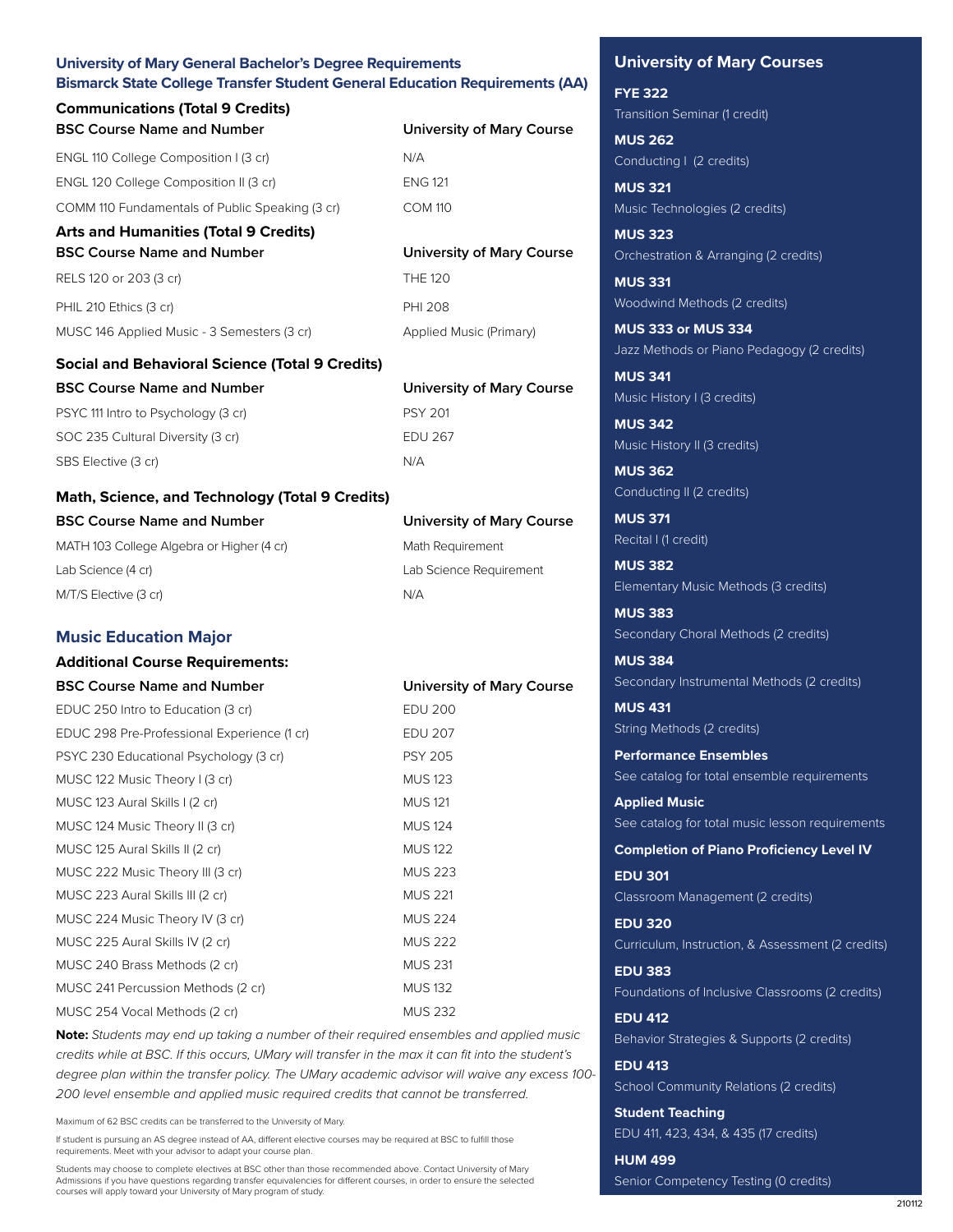## University of Mary General Bachelor's Degree Requirements
## Bismarck State College Transfer Student General Education Requirements (AA)

### Communications (Total 9 Credits)

| BSC Course Name and Number | University of Mary Course |
|---|---|
| ENGL 110 College Composition I (3 cr) | N/A |
| ENGL 120 College Composition II (3 cr) | ENG 121 |
| COMM 110 Fundamentals of Public Speaking (3 cr) | COM 110 |

### Arts and Humanities (Total 9 Credits)

| BSC Course Name and Number | University of Mary Course |
|---|---|
| RELS 120 or 203 (3 cr) | THE 120 |
| PHIL 210 Ethics (3 cr) | PHI 208 |
| MUSC 146 Applied Music - 3 Semesters (3 cr) | Applied Music (Primary) |

### Social and Behavioral Science (Total 9 Credits)

| BSC Course Name and Number | University of Mary Course |
|---|---|
| PSYC 111 Intro to Psychology (3 cr) | PSY 201 |
| SOC 235 Cultural Diversity (3 cr) | EDU 267 |
| SBS Elective (3 cr) | N/A |

### Math, Science, and Technology (Total 9 Credits)

| BSC Course Name and Number | University of Mary Course |
|---|---|
| MATH 103 College Algebra or Higher (4 cr) | Math Requirement |
| Lab Science (4 cr) | Lab Science Requirement |
| M/T/S Elective (3 cr) | N/A |

## Music Education Major

### Additional Course Requirements:

| BSC Course Name and Number | University of Mary Course |
|---|---|
| EDUC 250 Intro to Education (3 cr) | EDU 200 |
| EDUC 298 Pre-Professional Experience (1 cr) | EDU 207 |
| PSYC 230 Educational Psychology (3 cr) | PSY 205 |
| MUSC 122 Music Theory I (3 cr) | MUS 123 |
| MUSC 123 Aural Skills I (2 cr) | MUS 121 |
| MUSC 124 Music Theory II (3 cr) | MUS 124 |
| MUSC 125 Aural Skills II (2 cr) | MUS 122 |
| MUSC 222 Music Theory III (3 cr) | MUS 223 |
| MUSC 223 Aural Skills III (2 cr) | MUS 221 |
| MUSC 224 Music Theory IV (3 cr) | MUS 224 |
| MUSC 225 Aural Skills IV (2 cr) | MUS 222 |
| MUSC 240 Brass Methods (2 cr) | MUS 231 |
| MUSC 241 Percussion Methods (2 cr) | MUS 132 |
| MUSC 254 Vocal Methods (2 cr) | MUS 232 |

**Note:** *Students may end up taking a number of their required ensembles and applied music credits while at BSC. If this occurs, UMary will transfer in the max it can fit into the student's degree plan within the transfer policy. The UMary academic advisor will waive any excess 100-200 level ensemble and applied music required credits that cannot be transferred.*

Maximum of 62 BSC credits can be transferred to the University of Mary.

If student is pursuing an AS degree instead of AA, different elective courses may be required at BSC to fulfill those requirements. Meet with your advisor to adapt your course plan.

Students may choose to complete electives at BSC other than those recommended above. Contact University of Mary Admissions if you have questions regarding transfer equivalencies for different courses, in order to ensure the selected courses will apply toward your University of Mary program of study.

## University of Mary Courses

**FYE 322**
Transition Seminar (1 credit)

**MUS 262**
Conducting I (2 credits)

**MUS 321**
Music Technologies (2 credits)

**MUS 323**
Orchestration & Arranging (2 credits)

**MUS 331**
Woodwind Methods (2 credits)

**MUS 333 or MUS 334**
Jazz Methods or Piano Pedagogy (2 credits)

**MUS 341**
Music History I (3 credits)

**MUS 342**
Music History II (3 credits)

**MUS 362**
Conducting II (2 credits)

**MUS 371**
Recital I (1 credit)

**MUS 382**
Elementary Music Methods (3 credits)

**MUS 383**
Secondary Choral Methods (2 credits)

**MUS 384**
Secondary Instrumental Methods (2 credits)

**MUS 431**
String Methods (2 credits)

**Performance Ensembles**
See catalog for total ensemble requirements

**Applied Music**
See catalog for total music lesson requirements

**Completion of Piano Proficiency Level IV**

**EDU 301**
Classroom Management (2 credits)

**EDU 320**
Curriculum, Instruction, & Assessment (2 credits)

**EDU 383**
Foundations of Inclusive Classrooms (2 credits)

**EDU 412**
Behavior Strategies & Supports (2 credits)

**EDU 413**
School Community Relations (2 credits)

**Student Teaching**
EDU 411, 423, 434, & 435 (17 credits)

**HUM 499**
Senior Competency Testing (0 credits)

210112